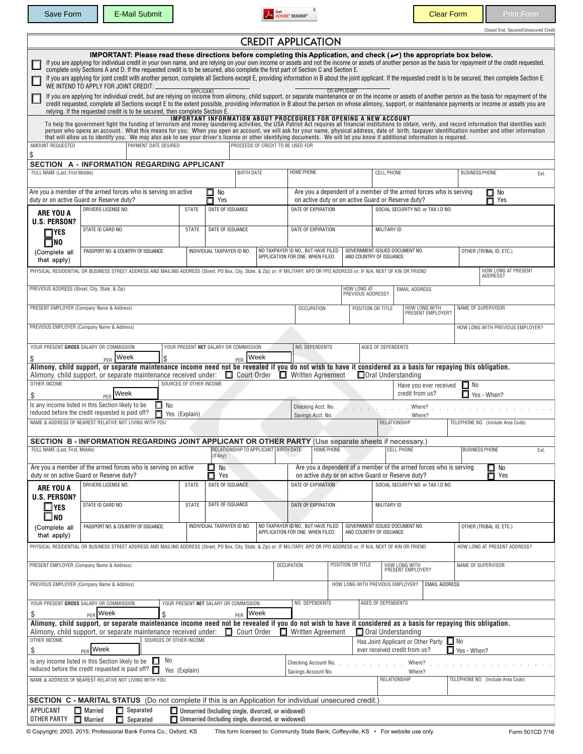Save Form | E-Mail Submit | Clear Form | Print Form

Closed End, Secured/Unsecured Credit

# CREDIT APPLICATION

**IMPORTANT: Please read these directions before completing this Application, and check (✓) the appropriate box below.**

☐ If you are applying for individual credit in your own name, and are relying on your own income or assets and not the income or assets of another person as the basis for repayment of the credit requested, complete only Sections A and D. If the requested credit is to be secured, also complete the first part of Section C and Section E.

☐ If you are applying for joint credit with another person, complete all Sections except E, providing information in B about the joint applicant. If the requested credit is to be secured, then complete Section E. WE INTEND TO APPLY FOR JOINT CREDIT: ________ APPLICANT ________ CO-APPLICANT

☐ If you are applying for individual credit, but are relying on income from alimony, child support, or separate maintenance or on the income or assets of another person as the basis for repayment of the credit requested, complete all Sections except E to the extent possible, providing information in B about the person on whose alimony, support, or maintenance payments or income or assets you are relying. If the requested credit is to be secured, then complete Section E.

**IMPORTANT INFORMATION ABOUT PROCEDURES FOR OPENING A NEW ACCOUNT**

To help the government fight the funding of terrorism and money laundering activities, the USA Patriot Act requires all financial institutions to obtain, verify, and record information that identifies each person who opens an account. What this means for you: When you open an account, we will ask for your name, physical address, date of birth, taxpayer identification number and other information that will allow us to identify you. We may also ask to see your driver's license or other identifying documents. We will let you know if additional information is required.

| AMOUNT REQUESTED | PAYMENT DATE DESIRED | PROCEEDS OF CREDIT TO BE USED FOR |
|---|---|---|
| $ | | |

## SECTION A - INFORMATION REGARDING APPLICANT

| FULL NAME (Last, First Middle) | BIRTH DATE | HOME PHONE | CELL PHONE | BUSINESS PHONE Ext. |
|---|---|---|---|---|
| | | | | |

Are you a member of the armed forces who is serving on active duty or on active Guard or Reserve duty? ☐ No ☐ Yes

Are you a dependent of a member of the armed forces who is serving on active duty or on active Guard or Reserve duty? ☐ No ☐ Yes

**ARE YOU A U.S. PERSON?** ☐ YES ☐ NO (Complete all that apply)

| DRIVERS LICENSE NO. | STATE | DATE OF ISSUANCE | DATE OF EXPIRATION | SOCIAL SECURITY NO. or TAX I.D NO. | |
|---|---|---|---|---|---|
| STATE ID CARD NO. | STATE | DATE OF ISSUANCE | DATE OF EXPIRATION | MILITARY ID | |
| PASSPORT NO. & COUNTRY OF ISSUANCE: | INDIVIDUAL TAXPAYER ID NO. | NO TAXPAYER ID NO., BUT HAVE FILED APPLICATION FOR ONE. WHEN FILED: | GOVERNMENT ISSUED DOCUMENT NO. AND COUNTRY OF ISSUANCE: | | OTHER (TRIBAL ID, ETC.) |

| PHYSICAL RESIDENTIAL OR BUSINESS STREET ADDRESS AND MAILING ADDRESS (Street, PO Box, City, State, & Zip) or; IF MILITARY, APO OR FPO ADDRESS or; IF N/A, NEXT OF KIN OR FRIEND | HOW LONG AT PRESENT ADDRESS? |
|---|---|
| | |

| PREVIOUS ADDRESS (Street, City, State, & Zip) | HOW LONG AT PREVIOUS ADDRESS? | EMAIL ADDRESS |
|---|---|---|
| | | |

| PRESENT EMPLOYER (Company Name & Address) | OCCUPATION | POSITION OR TITLE | HOW LONG WITH PRESENT EMPLOYER? | NAME OF SUPERVISOR |
|---|---|---|---|---|
| | | | | |

| PREVIOUS EMPLOYER (Company Name & Address) | HOW LONG WITH PREVIOUS EMPLOYER? |
|---|---|
| | |

| YOUR PRESENT GROSS SALARY OR COMMISSION | YOUR PRESENT NET SALARY OR COMMISSION | NO. DEPENDENTS | AGES OF DEPENDENTS |
|---|---|---|---|
| $ PER Week | $ PER Week | | |

**Alimony, child support, or separate maintenance income need not be revealed if you do not wish to have it considered as a basis for repaying this obligation.**

Alimony, child support, or separate maintenance received under: ☐ Court Order ☐ Written Agreement ☐ Oral Understanding

| OTHER INCOME | SOURCES OF OTHER INCOME | Have you ever received credit from us? |
|---|---|---|
| $ PER Week | | ☐ No ☐ Yes - When? |

Is any income listed in this Section likely to be reduced before the credit requested is paid off? ☐ No ☐ Yes (Explain)

Checking Acct. No. . . . . . . . . Where? . . . . . . . .
Savings Acct. No. Where?

| NAME & ADDRESS OF NEAREST RELATIVE NOT LIVING WITH YOU | RELATIONSHIP | TELEPHONE NO. (Include Area Code) |
|---|---|---|
| | | |

## SECTION B - INFORMATION REGARDING JOINT APPLICANT OR OTHER PARTY (Use separate sheets if necessary.)

| FULL NAME (Last, First, Middle) | RELATIONSHIP TO APPLICANT (If Any) | BIRTH DATE | HOME PHONE | CELL PHONE | BUSINESS PHONE Ext. |
|---|---|---|---|---|---|
| | | | | | |

Are you a member of the armed forces who is serving on active duty or on active Guard or Reserve duty? ☐ No ☐ Yes

Are you a dependent of a member of the armed forces who is serving on active duty or on active Guard or Reserve duty? ☐ No ☐ Yes

**ARE YOU A U.S. PERSON?** ☐ YES ☐ NO (Complete all that apply)

| DRIVERS LICENSE NO. | STATE | DATE OF ISSUANCE | DATE OF EXPIRATION | SOCIAL SECURITY NO. or TAX I.D NO. | |
|---|---|---|---|---|---|
| STATE ID CARD NO. | STATE | DATE OF ISSUANCE | DATE OF EXPIRATION | MILITARY ID | |
| PASSPORT NO. & COUNTRY OF ISSUANCE: | INDIVIDUAL TAXPAYER ID NO. | NO TAXPAYER ID NO., BUT HAVE FILED APPLICATION FOR ONE. WHEN FILED: | GOVERNMENT ISSUED DOCUMENT NO. AND COUNTRY OF ISSUANCE: | | OTHER (TRIBAL ID, ETC.) |

| PHYSICAL RESIDENTIAL OR BUSINESS STREET ADDRESS AND MAILING ADDRESS (Street, PO Box, City, State, & Zip) or; IF MILITARY, APO OR FPO ADDRESS or; IF N/A, NEXT OF KIN OR FRIEND | HOW LONG AT PRESENT ADDRESS? |
|---|---|
| | |

| PRESENT EMPLOYER (Company Name & Address) | OCCUPATION | POSITION OR TITLE | HOW LONG WITH PRESENT EMPLOYER? | NAME OF SUPERVISOR |
|---|---|---|---|---|
| | | | | |

| PREVIOUS EMPLOYER (Company Name & Address) | HOW LONG WITH PREVIOUS EMPLOYER? | EMAIL ADDRESS |
|---|---|---|
| | | |

| YOUR PRESENT GROSS SALARY OR COMMISSION | YOUR PRESENT NET SALARY OR COMMISSION | NO. DEPENDENTS | AGES OF DEPENDENTS |
|---|---|---|---|
| $ PER Week | $ PER Week | | |

**Alimony, child support, or separate maintenance income need not be revealed if you do not wish to have it considered as a basis for repaying this obligation.**

Alimony, child support, or separate maintenance received under: ☐ Court Order ☐ Written Agreement ☐ Oral Understanding

| OTHER INCOME | SOURCES OF OTHER INCOME | Has Joint Applicant or Other Party ever received credit from us? |
|---|---|---|
| $ PER Week | | ☐ No ☐ Yes - When? |

Is any income listed in this Section likely to be reduced before the credit requested is paid off? ☐ No ☐ Yes (Explain)

Checking Account No. . . . . . . . . Where? . . . . . . . .
Savings Account No. Where?

| NAME & ADDRESS OF NEAREST RELATIVE NOT LIVING WITH YOU | RELATIONSHIP | TELEPHONE NO. (Include Area Code) |
|---|---|---|
| | | |

## SECTION C - MARITAL STATUS (Do not complete if this is an Application for individual unsecured credit.)

APPLICANT ☐ Married ☐ Separated ☐ Unmarried (Including single, divorced, or widowed)

OTHER PARTY ☐ Married ☐ Separated ☐ Unmarried (Including single, divorced, or widowed)

© Copyright; 2003, 2015; Professional Bank Forms Co.; Oxford, KS   This form licensed to: Community State Bank; Coffeyville, KS • For website use only.   Form 501CD 7/16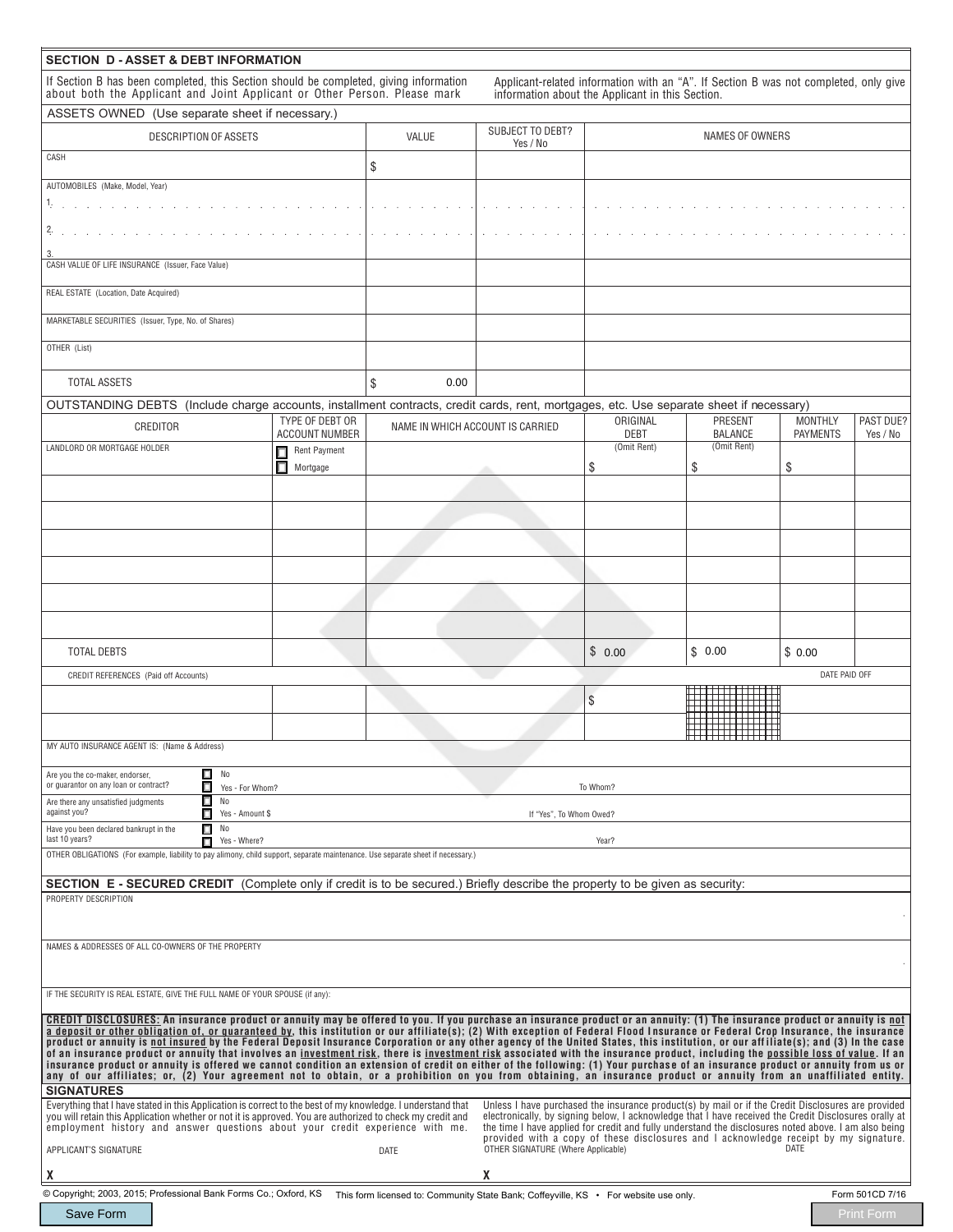## SECTION D - ASSET & DEBT INFORMATION

If Section B has been completed, this Section should be completed, giving information about both the Applicant and Joint Applicant or Other Person. Please mark Applicant-related information with an "A". If Section B was not completed, only give information about the Applicant in this Section.

### ASSETS OWNED (Use separate sheet if necessary.)

| DESCRIPTION OF ASSETS | VALUE | SUBJECT TO DEBT? Yes / No | NAMES OF OWNERS |
|---|---|---|---|
| CASH | $ | | |
| AUTOMOBILES (Make, Model, Year) 1. | | | |
| 2. | | | |
| 3. | | | |
| CASH VALUE OF LIFE INSURANCE (Issuer, Face Value) | | | |
| REAL ESTATE (Location, Date Acquired) | | | |
| MARKETABLE SECURITIES (Issuer, Type, No. of Shares) | | | |
| OTHER (List) | | | |
| TOTAL ASSETS | $ 0.00 | | |

### OUTSTANDING DEBTS (Include charge accounts, installment contracts, credit cards, rent, mortgages, etc. Use separate sheet if necessary)

| CREDITOR | TYPE OF DEBT OR ACCOUNT NUMBER | NAME IN WHICH ACCOUNT IS CARRIED | ORIGINAL DEBT | PRESENT BALANCE | MONTHLY PAYMENTS | PAST DUE? Yes / No |
|---|---|---|---|---|---|---|
| LANDLORD OR MORTGAGE HOLDER | ☐ Rent Payment ☐ Mortgage | | (Omit Rent) $ | (Omit Rent) $ | $ | |
| | | | | | | |
| | | | | | | |
| | | | | | | |
| | | | | | | |
| | | | | | | |
| | | | | | | |
| TOTAL DEBTS | | | $ 0.00 | $ 0.00 | $ 0.00 | |

| CREDIT REFERENCES (Paid off Accounts) | | | | | DATE PAID OFF |
|---|---|---|---|---|---|
| | | | $ | | |
| | | | | | |

MY AUTO INSURANCE AGENT IS: (Name & Address)

Are you the co-maker, endorser, or guarantor on any loan or contract? ☐ No ☐ Yes - For Whom? To Whom?

Are there any unsatisfied judgments against you? ☐ No ☐ Yes - Amount $ If "Yes", To Whom Owed?

Have you been declared bankrupt in the last 10 years? ☐ No ☐ Yes - Where? Year?

OTHER OBLIGATIONS (For example, liability to pay alimony, child support, separate maintenance. Use separate sheet if necessary.)

## SECTION E - SECURED CREDIT (Complete only if credit is to be secured.) Briefly describe the property to be given as security:

PROPERTY DESCRIPTION

NAMES & ADDRESSES OF ALL CO-OWNERS OF THE PROPERTY

IF THE SECURITY IS REAL ESTATE, GIVE THE FULL NAME OF YOUR SPOUSE (if any):

**CREDIT DISCLOSURES: An insurance product or annuity may be offered to you. If you purchase an insurance product or an annuity: (1) The insurance product or annuity is not a deposit or other obligation of, or guaranteed by, this institution or our affiliate(s); (2) With exception of Federal Flood Insurance or Federal Crop Insurance, the insurance product or annuity is not insured by the Federal Deposit Insurance Corporation or any other agency of the United States, this institution, or our affiliate(s); and (3) In the case of an insurance product or annuity that involves an investment risk, there is investment risk associated with the insurance product, including the possible loss of value. If an insurance product or annuity is offered we cannot condition an extension of credit on either of the following: (1) Your purchase of an insurance product or annuity from us or any of our affiliates; or, (2) Your agreement not to obtain, or a prohibition on you from obtaining, an insurance product or annuity from an unaffiliated entity.**

## SIGNATURES

Everything that I have stated in this Application is correct to the best of my knowledge. I understand that you will retain this Application whether or not it is approved. You are authorized to check my credit and employment history and answer questions about your credit experience with me.

Unless I have purchased the insurance product(s) by mail or if the Credit Disclosures are provided electronically, by signing below, I acknowledge that I have received the Credit Disclosures orally at the time I have applied for credit and fully understand the disclosures noted above. I am also being provided with a copy of these disclosures and I acknowledge receipt by my signature.

APPLICANT'S SIGNATURE DATE

X

OTHER SIGNATURE (Where Applicable) DATE

X

© Copyright; 2003, 2015; Professional Bank Forms Co.; Oxford, KS This form licensed to: Community State Bank; Coffeyville, KS • For website use only. Form 501CD 7/16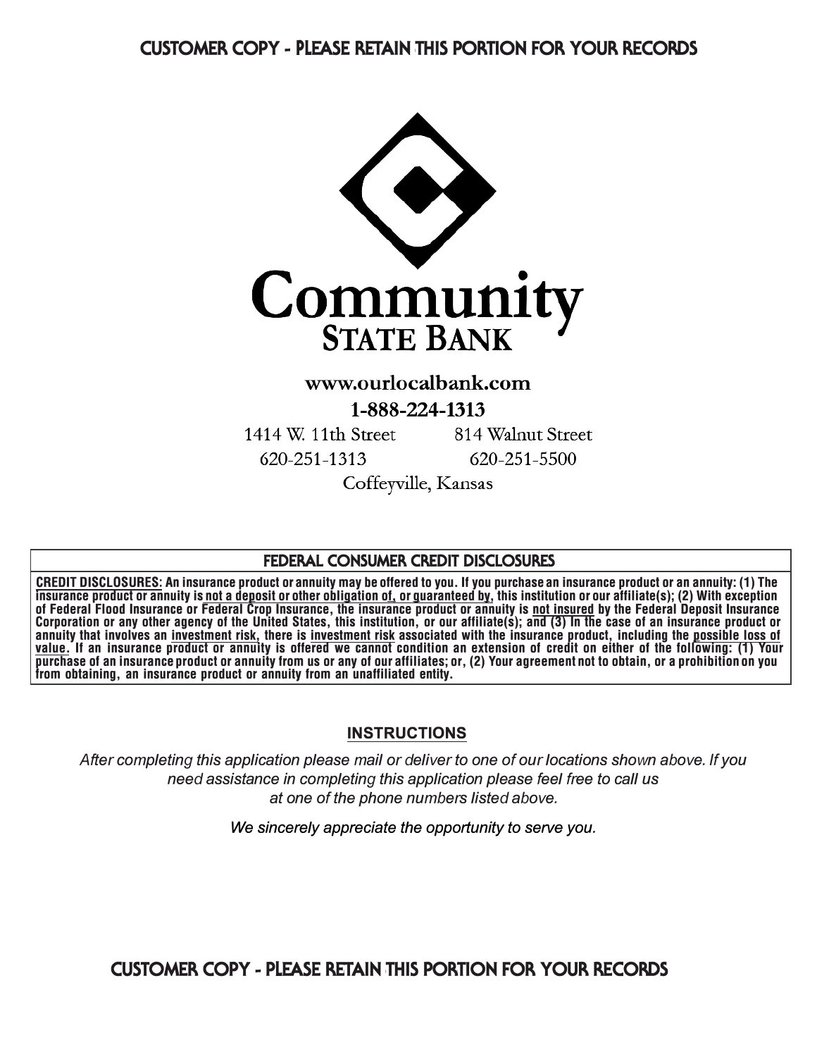CUSTOMER COPY - PLEASE RETAIN THIS PORTION FOR YOUR RECORDS

# Community STATE BANK

**www.ourlocalbank.com**

**1-888-224-1313**

1414 W. 11th Street　　814 Walnut Street

620-251-1313　　620-251-5500

Coffeyville, Kansas

## FEDERAL CONSUMER CREDIT DISCLOSURES

**CREDIT DISCLOSURES: An insurance product or annuity may be offered to you. If you purchase an insurance product or an annuity: (1) The insurance product or annuity is not a deposit or other obligation of, or guaranteed by, this institution or our affiliate(s); (2) With exception of Federal Flood Insurance or Federal Crop Insurance, the insurance product or annuity is not insured by the Federal Deposit Insurance Corporation or any other agency of the United States, this institution, or our affiliate(s); and (3) In the case of an insurance product or annuity that involves an investment risk, there is investment risk associated with the insurance product, including the possible loss of value. If an insurance product or annuity is offered we cannot condition an extension of credit on either of the following: (1) Your purchase of an insurance product or annuity from us or any of our affiliates; or, (2) Your agreement not to obtain, or a prohibition on you from obtaining, an insurance product or annuity from an unaffiliated entity.**

### INSTRUCTIONS

*After completing this application please mail or deliver to one of our locations shown above. If you need assistance in completing this application please feel free to call us at one of the phone numbers listed above.*

*We sincerely appreciate the opportunity to serve you.*

CUSTOMER COPY - PLEASE RETAIN THIS PORTION FOR YOUR RECORDS